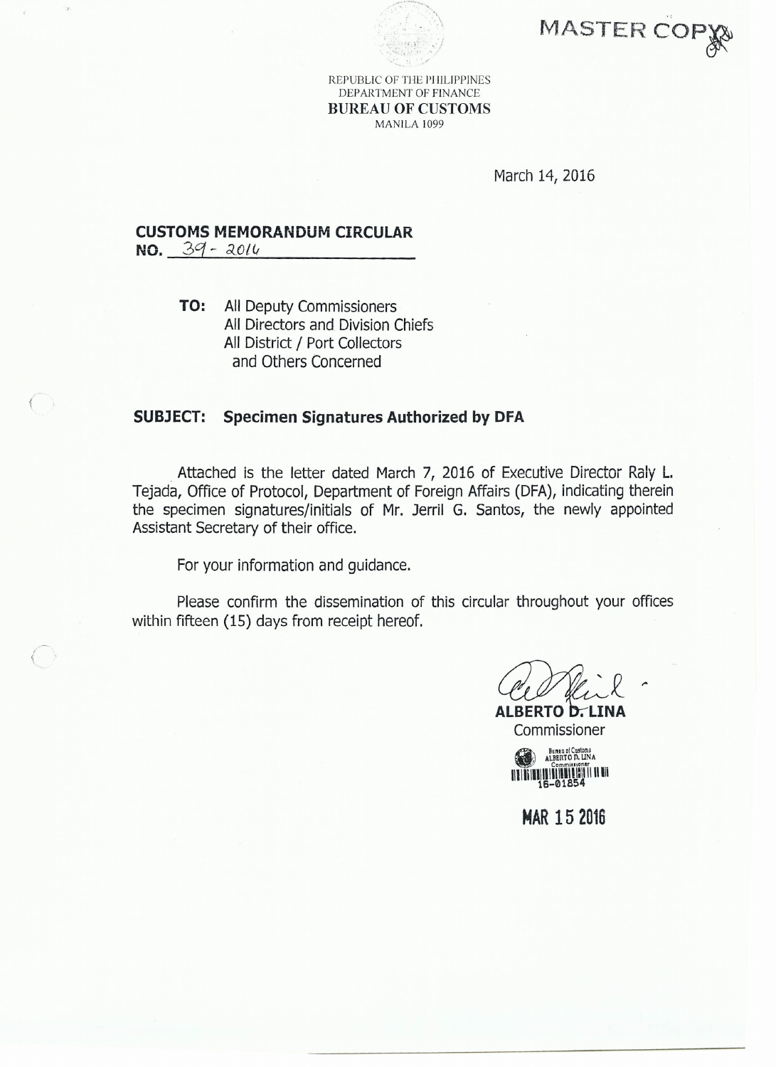MASTER COPY

REPUBLIC OF THE PHILIPPINES
DEPARTMENT OF FINANCE
**BUREAU OF CUSTOMS**
MANILA 1099

March 14, 2016

**CUSTOMS MEMORANDUM CIRCULAR**
**NO.** 39 - 2016

**TO:** All Deputy Commissioners
All Directors and Division Chiefs
All District / Port Collectors
and Others Concerned

**SUBJECT: Specimen Signatures Authorized by DFA**

Attached is the letter dated March 7, 2016 of Executive Director Raly L. Tejada, Office of Protocol, Department of Foreign Affairs (DFA), indicating therein the specimen signatures/initials of Mr. Jerril G. Santos, the newly appointed Assistant Secretary of their office.

For your information and guidance.

Please confirm the dissemination of this circular throughout your offices within fifteen (15) days from receipt hereof.

**ALBERTO D. LINA**
Commissioner

Bureau of Customs
ALBERTO D. LINA
Commissioner
16-01854

MAR 15 2016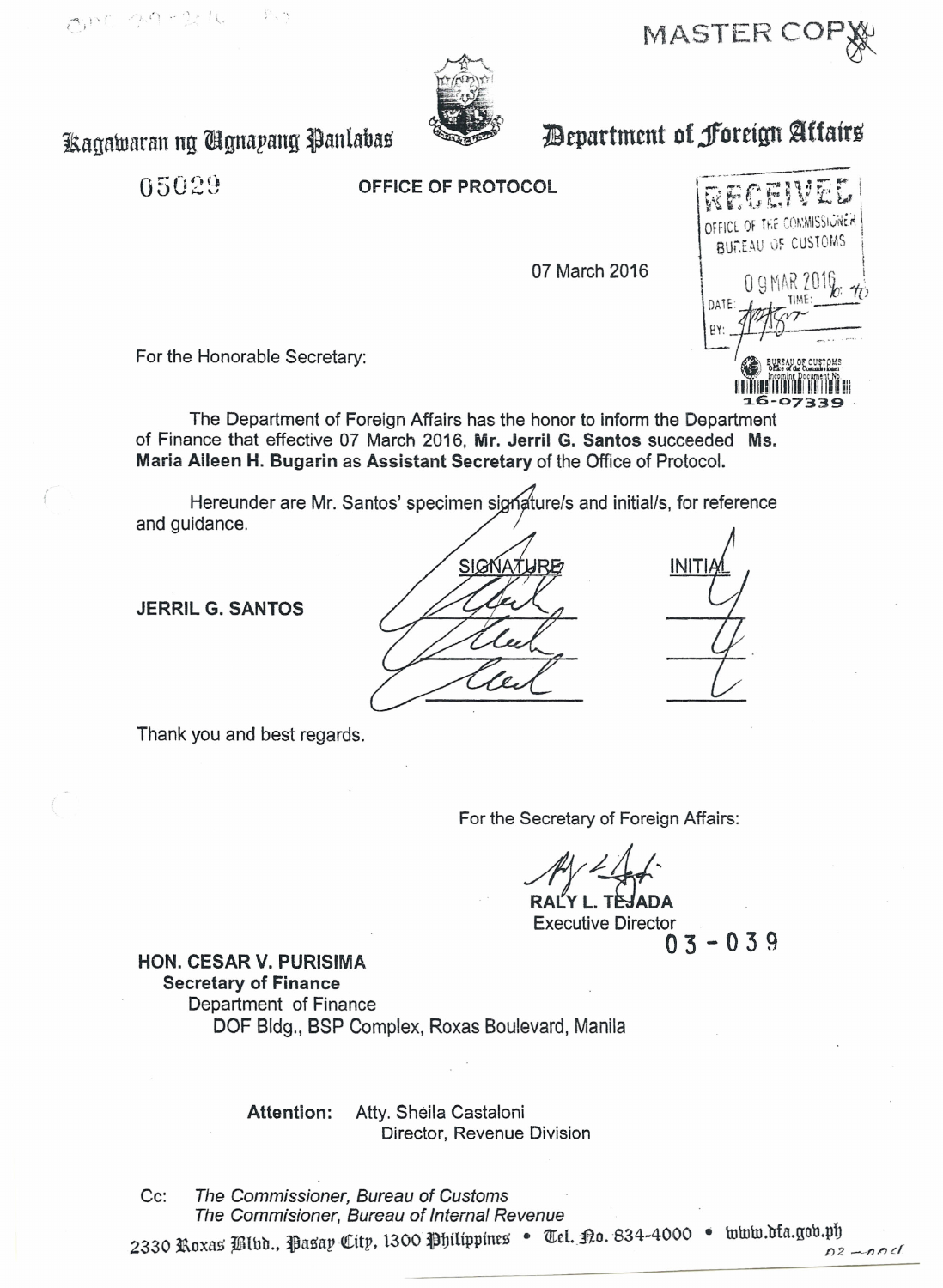MASTER COPY

Kagawaran ng Ugnayang Panlabas | Department of Foreign Affairs

05029

**OFFICE OF PROTOCOL**

RECEIVED
OFFICE OF THE COMMISSIONER
BUREAU OF CUSTOMS
DATE: 09 MAR 2016 TIME: 10:40
BY:
16-07339

07 March 2016

For the Honorable Secretary:

The Department of Foreign Affairs has the honor to inform the Department of Finance that effective 07 March 2016, **Mr. Jerril G. Santos** succeeded **Ms. Maria Aileen H. Bugarin** as **Assistant Secretary** of the Office of Protocol.

Hereunder are Mr. Santos' specimen signature/s and initial/s, for reference and guidance.

| | SIGNATURE | INITIAL |
|---|---|---|
| **JERRIL G. SANTOS** | | |

Thank you and best regards.

For the Secretary of Foreign Affairs:

**RALY L. TEJADA**
Executive Director

03 - 039

**HON. CESAR V. PURISIMA**
**Secretary of Finance**
Department of Finance
DOF Bldg., BSP Complex, Roxas Boulevard, Manila

**Attention:** Atty. Sheila Castaloni
Director, Revenue Division

Cc: *The Commissioner, Bureau of Customs*
*The Commisioner, Bureau of Internal Revenue*

2330 Roxas Blvd., Pasay City, 1300 Philippines • Tel. No. 834-4000 • www.dfa.gov.ph